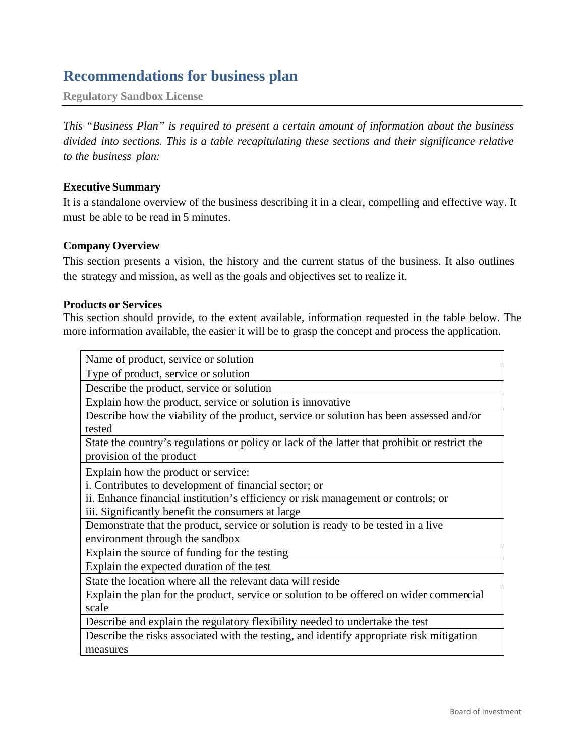# Recommendations for business plan

**Regulatory Sandbox License**

*This "Business Plan" is required to present a certain amount of information about the business divided into sections. This is a table recapitulating these sections and their significance relative to the business plan:*

**Executive Summary**

It is a standalone overview of the business describing it in a clear, compelling and effective way. It must be able to be read in 5 minutes.

**Company Overview**

This section presents a vision, the history and the current status of the business. It also outlines the strategy and mission, as well as the goals and objectives set to realize it.

**Products or Services**

This section should provide, to the extent available, information requested in the table below. The more information available, the easier it will be to grasp the concept and process the application.

| |
|---|
| Name of product, service or solution |
| Type of product, service or solution |
| Describe the product, service or solution |
| Explain how the product, service or solution is innovative |
| Describe how the viability of the product, service or solution has been assessed and/or tested |
| State the country's regulations or policy or lack of the latter that prohibit or restrict the provision of the product |
| Explain how the product or service:<br>i. Contributes to development of financial sector; or<br>ii. Enhance financial institution's efficiency or risk management or controls; or<br>iii. Significantly benefit the consumers at large |
| Demonstrate that the product, service or solution is ready to be tested in a live environment through the sandbox |
| Explain the source of funding for the testing |
| Explain the expected duration of the test |
| State the location where all the relevant data will reside |
| Explain the plan for the product, service or solution to be offered on wider commercial scale |
| Describe and explain the regulatory flexibility needed to undertake the test |
| Describe the risks associated with the testing, and identify appropriate risk mitigation measures |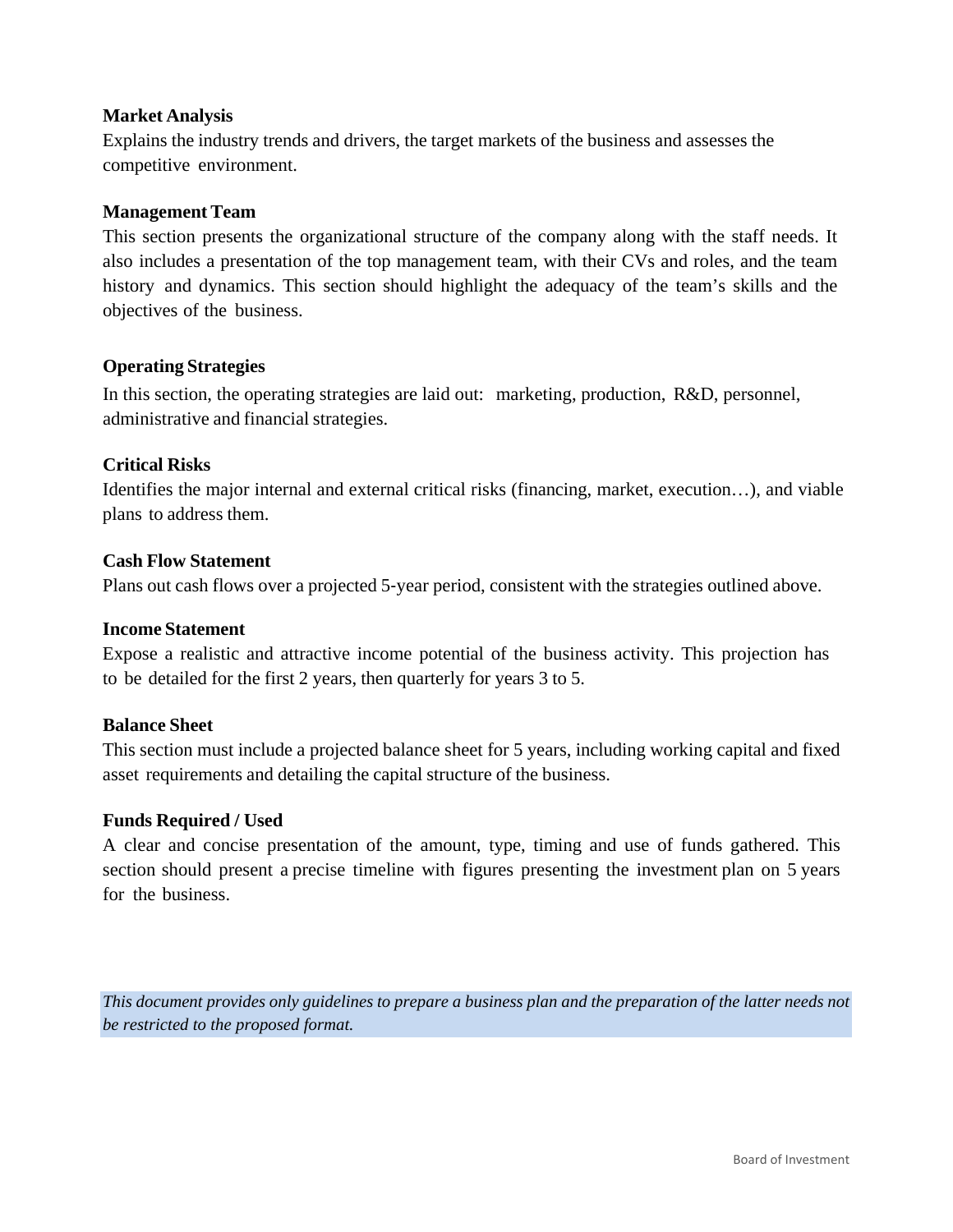**Market Analysis**

Explains the industry trends and drivers, the target markets of the business and assesses the competitive environment.

**Management Team**

This section presents the organizational structure of the company along with the staff needs. It also includes a presentation of the top management team, with their CVs and roles, and the team history and dynamics. This section should highlight the adequacy of the team's skills and the objectives of the business.

**Operating Strategies**

In this section, the operating strategies are laid out: marketing, production, R&D, personnel, administrative and financial strategies.

**Critical Risks**

Identifies the major internal and external critical risks (financing, market, execution…), and viable plans to address them.

**Cash Flow Statement**

Plans out cash flows over a projected 5-year period, consistent with the strategies outlined above.

**Income Statement**

Expose a realistic and attractive income potential of the business activity. This projection has to be detailed for the first 2 years, then quarterly for years 3 to 5.

**Balance Sheet**

This section must include a projected balance sheet for 5 years, including working capital and fixed asset requirements and detailing the capital structure of the business.

**Funds Required / Used**

A clear and concise presentation of the amount, type, timing and use of funds gathered. This section should present a precise timeline with figures presenting the investment plan on 5 years for the business.

*This document provides only guidelines to prepare a business plan and the preparation of the latter needs not be restricted to the proposed format.*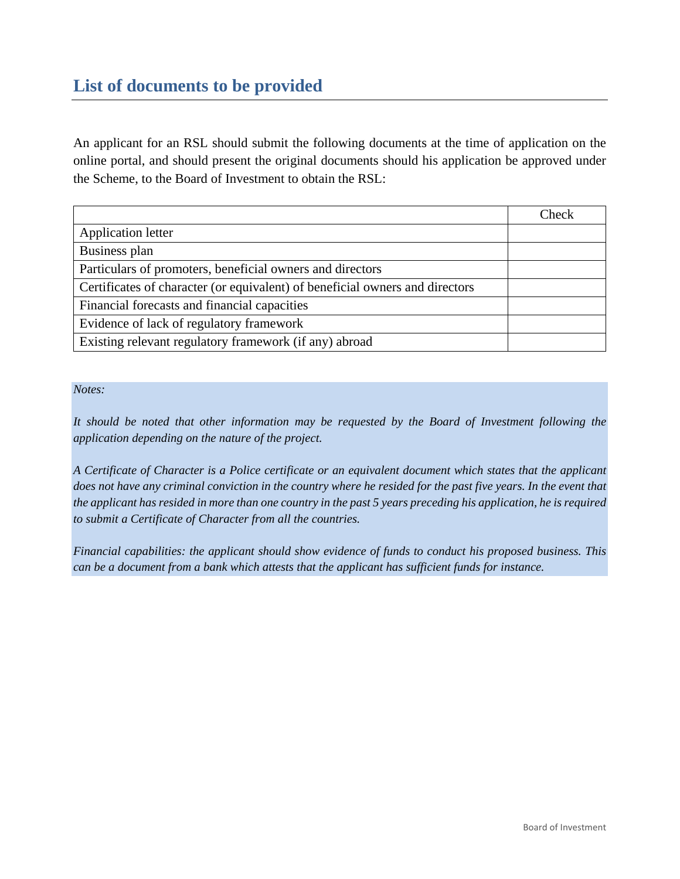## List of documents to be provided

An applicant for an RSL should submit the following documents at the time of application on the online portal, and should present the original documents should his application be approved under the Scheme, to the Board of Investment to obtain the RSL:

| | Check |
|---|---|
| Application letter | |
| Business plan | |
| Particulars of promoters, beneficial owners and directors | |
| Certificates of character (or equivalent) of beneficial owners and directors | |
| Financial forecasts and financial capacities | |
| Evidence of lack of regulatory framework | |
| Existing relevant regulatory framework (if any) abroad | |

*Notes:*

*It should be noted that other information may be requested by the Board of Investment following the application depending on the nature of the project.*

*A Certificate of Character is a Police certificate or an equivalent document which states that the applicant does not have any criminal conviction in the country where he resided for the past five years. In the event that the applicant has resided in more than one country in the past 5 years preceding his application, he is required to submit a Certificate of Character from all the countries.*

*Financial capabilities: the applicant should show evidence of funds to conduct his proposed business. This can be a document from a bank which attests that the applicant has sufficient funds for instance.*